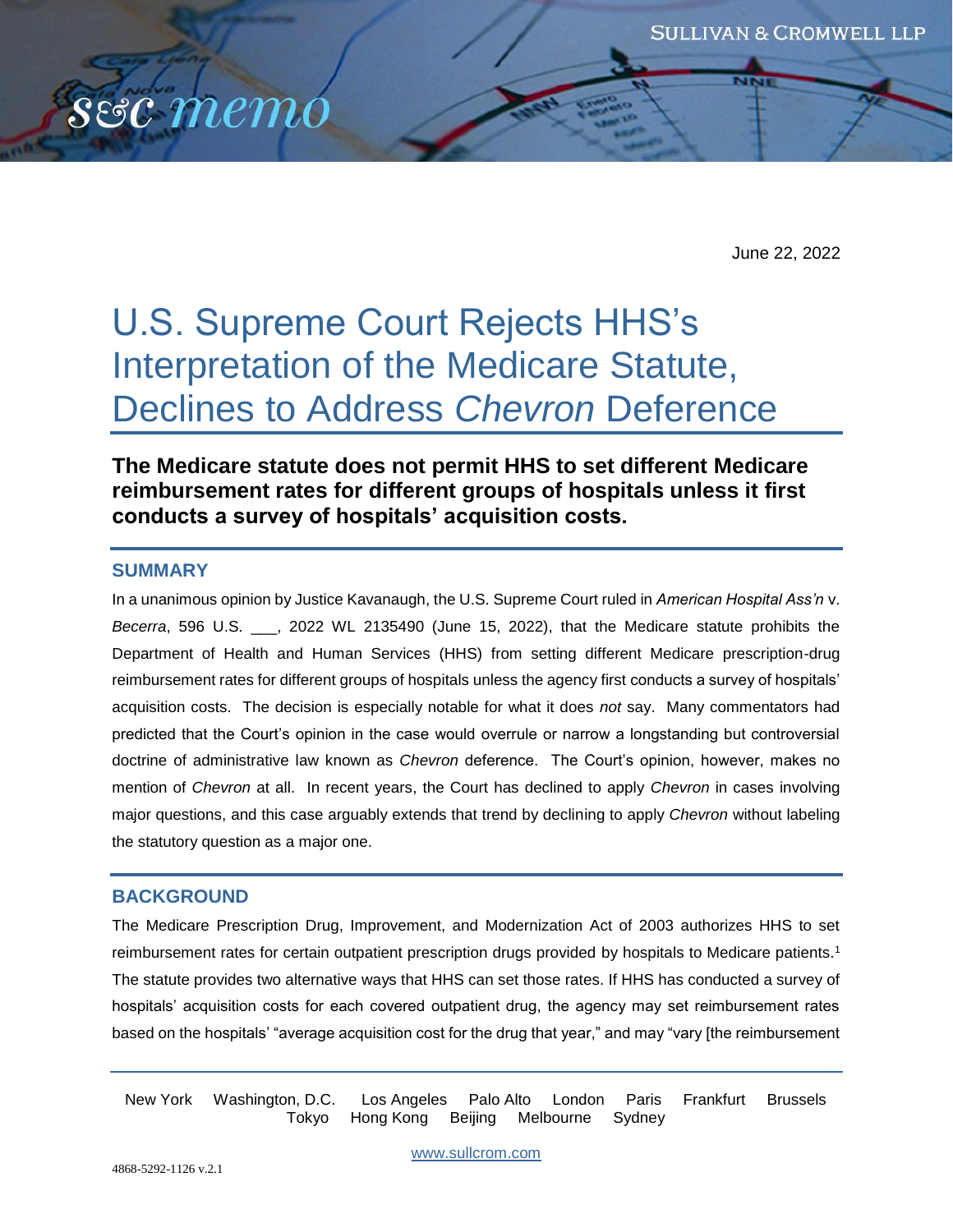June 22, 2022

# U.S. Supreme Court Rejects HHS's Interpretation of the Medicare Statute, Declines to Address *Chevron* Deference

**The Medicare statute does not permit HHS to set different Medicare reimbursement rates for different groups of hospitals unless it first conducts a survey of hospitals' acquisition costs.**

## SUMMARY

In a unanimous opinion by Justice Kavanaugh, the U.S. Supreme Court ruled in *American Hospital Ass'n* v. *Becerra*, 596 U.S. ___, 2022 WL 2135490 (June 15, 2022), that the Medicare statute prohibits the Department of Health and Human Services (HHS) from setting different Medicare prescription-drug reimbursement rates for different groups of hospitals unless the agency first conducts a survey of hospitals' acquisition costs. The decision is especially notable for what it does *not* say. Many commentators had predicted that the Court's opinion in the case would overrule or narrow a longstanding but controversial doctrine of administrative law known as *Chevron* deference. The Court's opinion, however, makes no mention of *Chevron* at all. In recent years, the Court has declined to apply *Chevron* in cases involving major questions, and this case arguably extends that trend by declining to apply *Chevron* without labeling the statutory question as a major one.

## BACKGROUND

The Medicare Prescription Drug, Improvement, and Modernization Act of 2003 authorizes HHS to set reimbursement rates for certain outpatient prescription drugs provided by hospitals to Medicare patients.[1] The statute provides two alternative ways that HHS can set those rates. If HHS has conducted a survey of hospitals' acquisition costs for each covered outpatient drug, the agency may set reimbursement rates based on the hospitals' "average acquisition cost for the drug that year," and may "vary [the reimbursement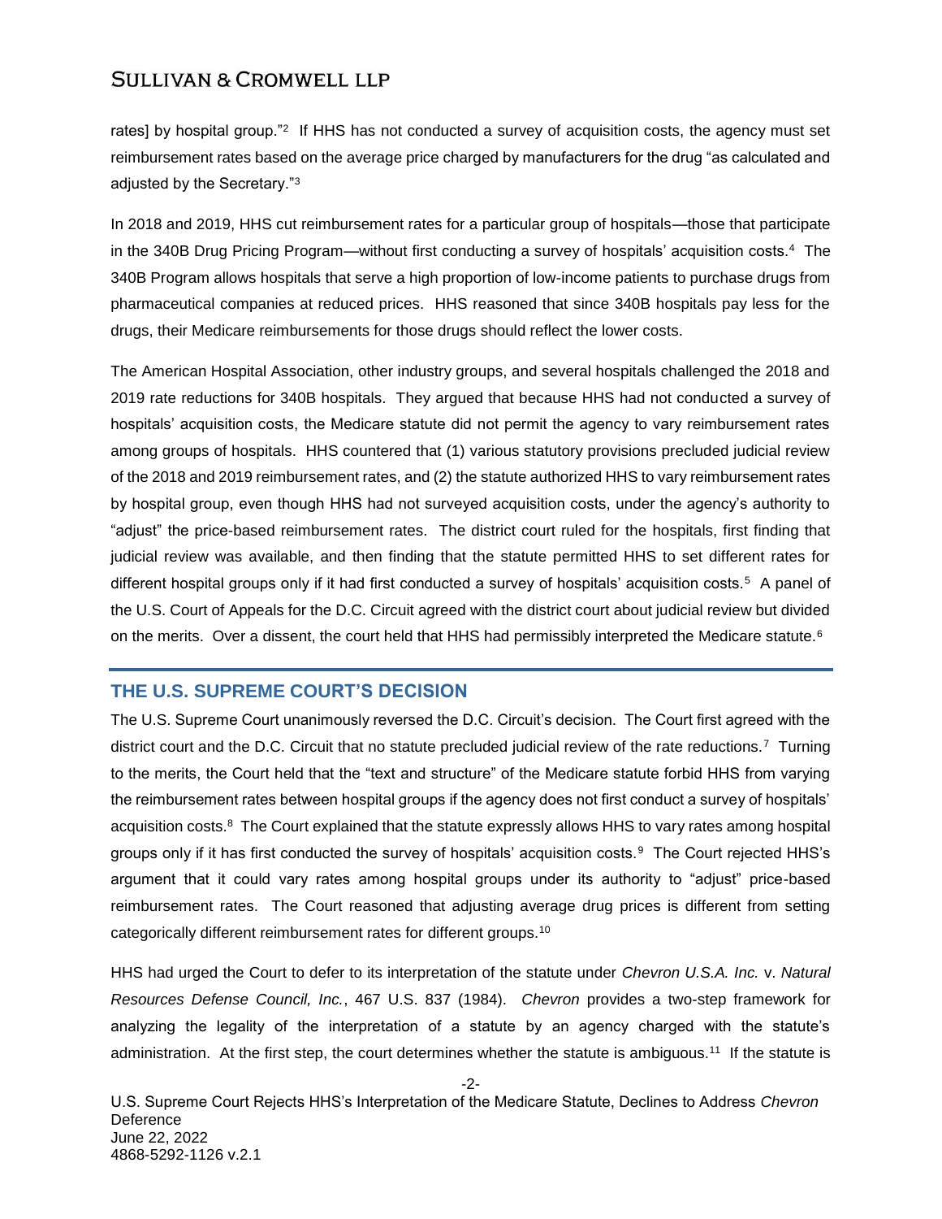rates] by hospital group."[2] If HHS has not conducted a survey of acquisition costs, the agency must set reimbursement rates based on the average price charged by manufacturers for the drug "as calculated and adjusted by the Secretary."[3]

In 2018 and 2019, HHS cut reimbursement rates for a particular group of hospitals—those that participate in the 340B Drug Pricing Program—without first conducting a survey of hospitals' acquisition costs.[4] The 340B Program allows hospitals that serve a high proportion of low-income patients to purchase drugs from pharmaceutical companies at reduced prices. HHS reasoned that since 340B hospitals pay less for the drugs, their Medicare reimbursements for those drugs should reflect the lower costs.

The American Hospital Association, other industry groups, and several hospitals challenged the 2018 and 2019 rate reductions for 340B hospitals. They argued that because HHS had not conducted a survey of hospitals' acquisition costs, the Medicare statute did not permit the agency to vary reimbursement rates among groups of hospitals. HHS countered that (1) various statutory provisions precluded judicial review of the 2018 and 2019 reimbursement rates, and (2) the statute authorized HHS to vary reimbursement rates by hospital group, even though HHS had not surveyed acquisition costs, under the agency's authority to "adjust" the price-based reimbursement rates. The district court ruled for the hospitals, first finding that judicial review was available, and then finding that the statute permitted HHS to set different rates for different hospital groups only if it had first conducted a survey of hospitals' acquisition costs.[5] A panel of the U.S. Court of Appeals for the D.C. Circuit agreed with the district court about judicial review but divided on the merits. Over a dissent, the court held that HHS had permissibly interpreted the Medicare statute.[6]

## THE U.S. SUPREME COURT'S DECISION

The U.S. Supreme Court unanimously reversed the D.C. Circuit's decision. The Court first agreed with the district court and the D.C. Circuit that no statute precluded judicial review of the rate reductions.[7] Turning to the merits, the Court held that the "text and structure" of the Medicare statute forbid HHS from varying the reimbursement rates between hospital groups if the agency does not first conduct a survey of hospitals' acquisition costs.[8] The Court explained that the statute expressly allows HHS to vary rates among hospital groups only if it has first conducted the survey of hospitals' acquisition costs.[9] The Court rejected HHS's argument that it could vary rates among hospital groups under its authority to "adjust" price-based reimbursement rates. The Court reasoned that adjusting average drug prices is different from setting categorically different reimbursement rates for different groups.[10]

HHS had urged the Court to defer to its interpretation of the statute under *Chevron U.S.A. Inc.* v. *Natural Resources Defense Council, Inc.*, 467 U.S. 837 (1984). *Chevron* provides a two-step framework for analyzing the legality of the interpretation of a statute by an agency charged with the statute's administration. At the first step, the court determines whether the statute is ambiguous.[11] If the statute is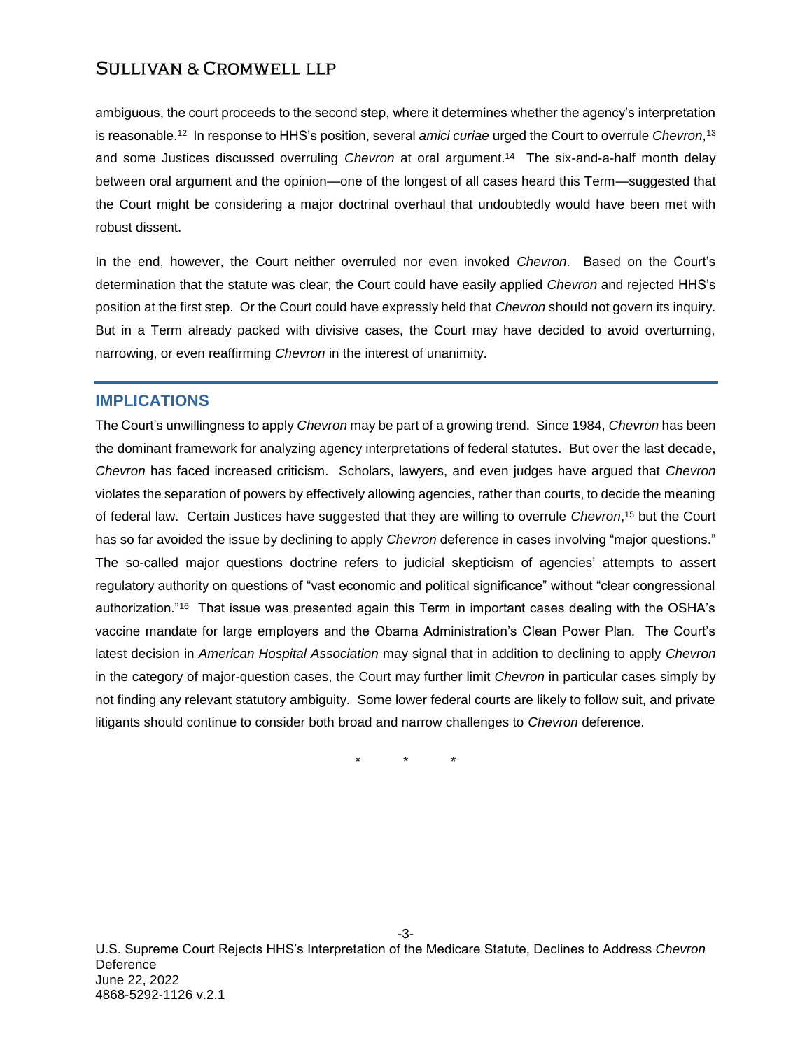ambiguous, the court proceeds to the second step, where it determines whether the agency's interpretation is reasonable.[12] In response to HHS's position, several *amici curiae* urged the Court to overrule *Chevron*,[13] and some Justices discussed overruling *Chevron* at oral argument.[14] The six-and-a-half month delay between oral argument and the opinion—one of the longest of all cases heard this Term—suggested that the Court might be considering a major doctrinal overhaul that undoubtedly would have been met with robust dissent.

In the end, however, the Court neither overruled nor even invoked *Chevron*. Based on the Court's determination that the statute was clear, the Court could have easily applied *Chevron* and rejected HHS's position at the first step. Or the Court could have expressly held that *Chevron* should not govern its inquiry. But in a Term already packed with divisive cases, the Court may have decided to avoid overturning, narrowing, or even reaffirming *Chevron* in the interest of unanimity.

## IMPLICATIONS

The Court's unwillingness to apply *Chevron* may be part of a growing trend. Since 1984, *Chevron* has been the dominant framework for analyzing agency interpretations of federal statutes. But over the last decade, *Chevron* has faced increased criticism. Scholars, lawyers, and even judges have argued that *Chevron* violates the separation of powers by effectively allowing agencies, rather than courts, to decide the meaning of federal law. Certain Justices have suggested that they are willing to overrule *Chevron*,[15] but the Court has so far avoided the issue by declining to apply *Chevron* deference in cases involving "major questions." The so-called major questions doctrine refers to judicial skepticism of agencies' attempts to assert regulatory authority on questions of "vast economic and political significance" without "clear congressional authorization."[16] That issue was presented again this Term in important cases dealing with the OSHA's vaccine mandate for large employers and the Obama Administration's Clean Power Plan. The Court's latest decision in *American Hospital Association* may signal that in addition to declining to apply *Chevron* in the category of major-question cases, the Court may further limit *Chevron* in particular cases simply by not finding any relevant statutory ambiguity. Some lower federal courts are likely to follow suit, and private litigants should continue to consider both broad and narrow challenges to *Chevron* deference.

\* \* \*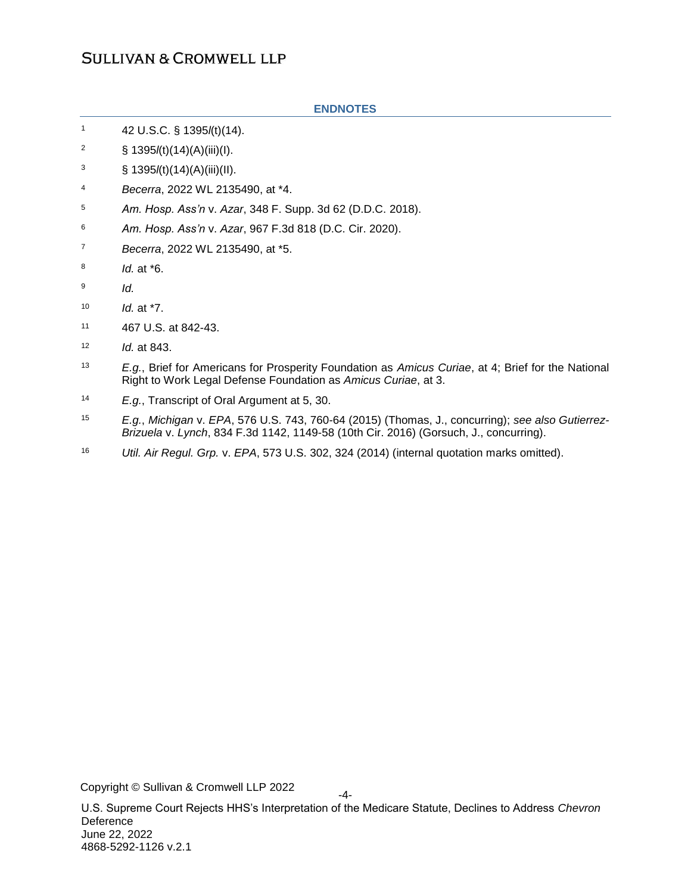## ENDNOTES

1. 42 U.S.C. § 1395*l*(t)(14).
2. § 1395*l*(t)(14)(A)(iii)(I).
3. § 1395*l*(t)(14)(A)(iii)(II).
4. *Becerra*, 2022 WL 2135490, at *4.
5. *Am. Hosp. Ass'n* v. *Azar*, 348 F. Supp. 3d 62 (D.D.C. 2018).
6. *Am. Hosp. Ass'n* v. *Azar*, 967 F.3d 818 (D.C. Cir. 2020).
7. *Becerra*, 2022 WL 2135490, at *5.
8. *Id.* at *6.
9. *Id.*
10. *Id.* at *7.
11. 467 U.S. at 842-43.
12. *Id.* at 843.
13. *E.g.*, Brief for Americans for Prosperity Foundation as *Amicus Curiae*, at 4; Brief for the National Right to Work Legal Defense Foundation as *Amicus Curiae*, at 3.
14. *E.g.*, Transcript of Oral Argument at 5, 30.
15. *E.g.*, *Michigan* v. *EPA*, 576 U.S. 743, 760-64 (2015) (Thomas, J., concurring); *see also Gutierrez-Brizuela* v. *Lynch*, 834 F.3d 1142, 1149-58 (10th Cir. 2016) (Gorsuch, J., concurring).
16. *Util. Air Regul. Grp.* v. *EPA*, 573 U.S. 302, 324 (2014) (internal quotation marks omitted).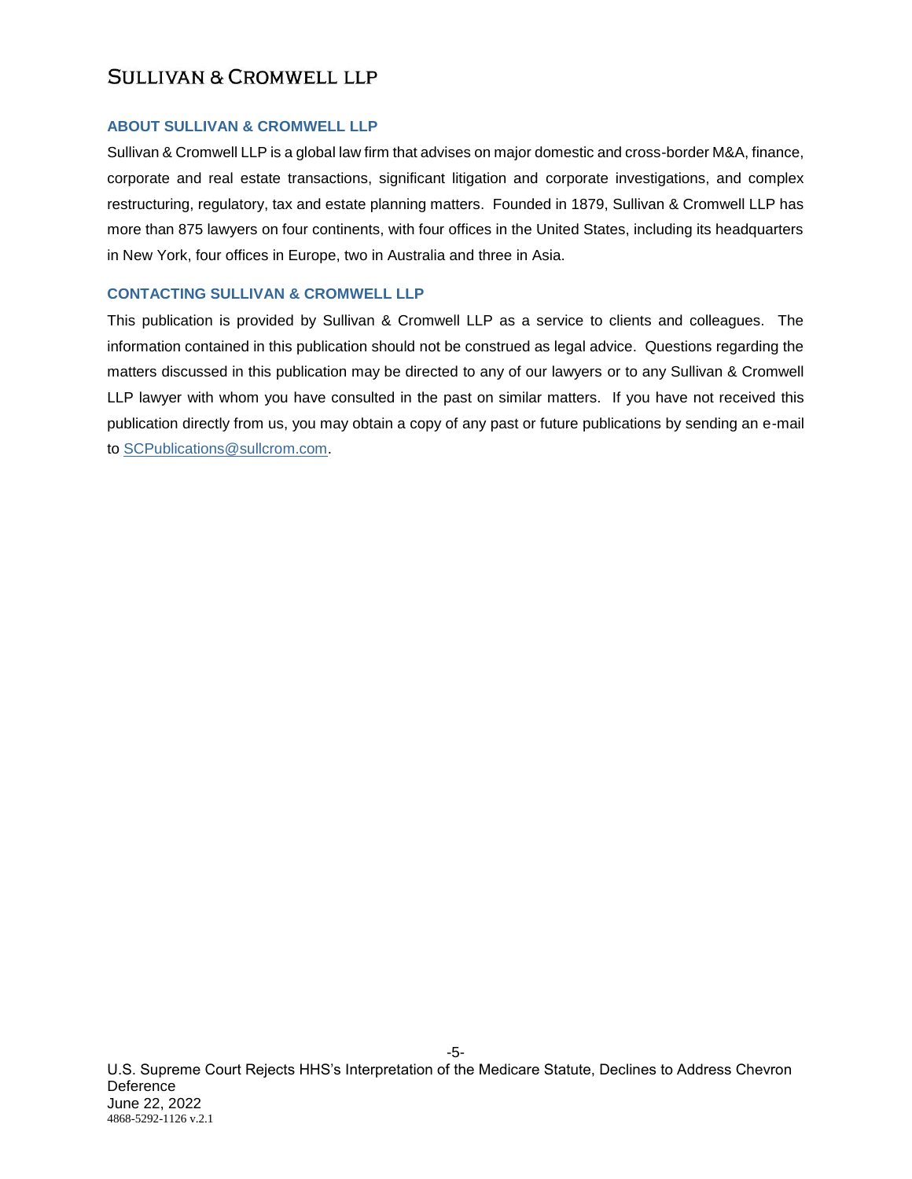## ABOUT SULLIVAN & CROMWELL LLP

Sullivan & Cromwell LLP is a global law firm that advises on major domestic and cross-border M&A, finance, corporate and real estate transactions, significant litigation and corporate investigations, and complex restructuring, regulatory, tax and estate planning matters. Founded in 1879, Sullivan & Cromwell LLP has more than 875 lawyers on four continents, with four offices in the United States, including its headquarters in New York, four offices in Europe, two in Australia and three in Asia.

## CONTACTING SULLIVAN & CROMWELL LLP

This publication is provided by Sullivan & Cromwell LLP as a service to clients and colleagues. The information contained in this publication should not be construed as legal advice. Questions regarding the matters discussed in this publication may be directed to any of our lawyers or to any Sullivan & Cromwell LLP lawyer with whom you have consulted in the past on similar matters. If you have not received this publication directly from us, you may obtain a copy of any past or future publications by sending an e-mail to SCPublications@sullcrom.com.